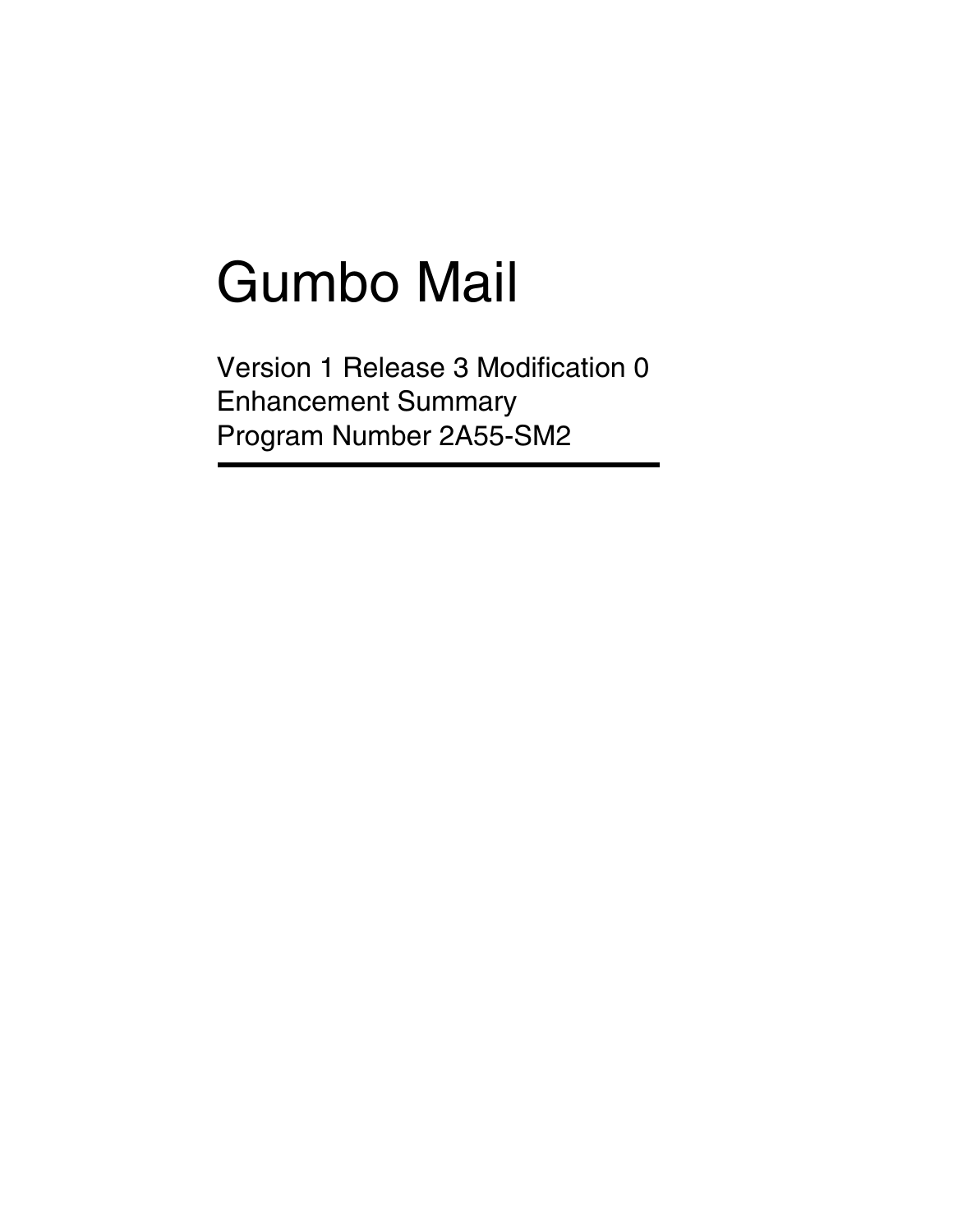# Gumbo Mail

Version 1 Release 3 Modification 0
Enhancement Summary
Program Number 2A55-SM2

---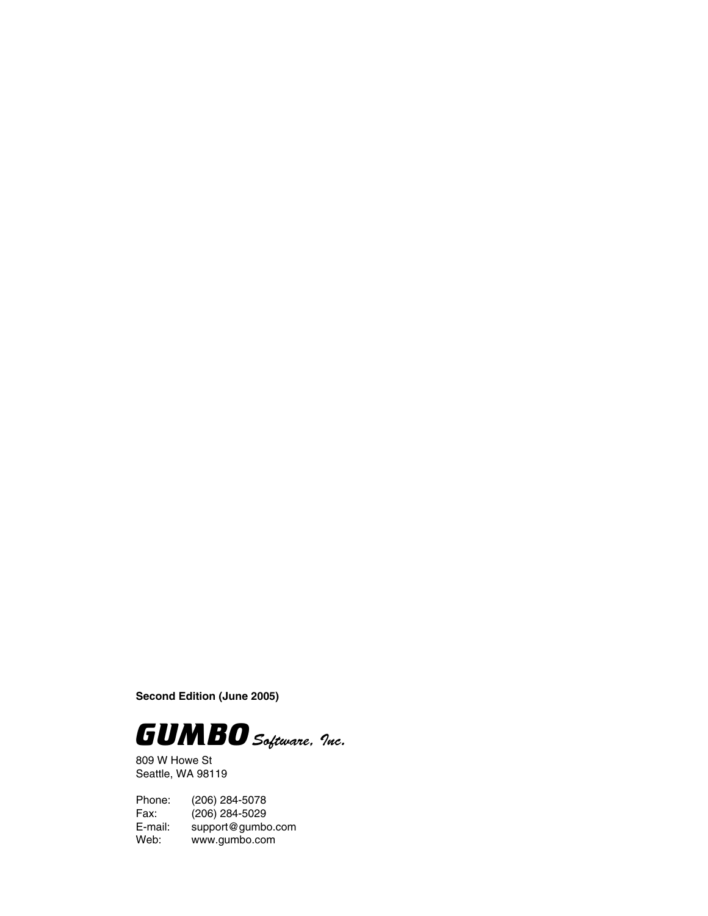**Second Edition (June 2005)**

**GUMBO** *Software, Inc.*

809 W Howe St
Seattle, WA 98119

Phone: (206) 284-5078
Fax: (206) 284-5029
E-mail: support@gumbo.com
Web: www.gumbo.com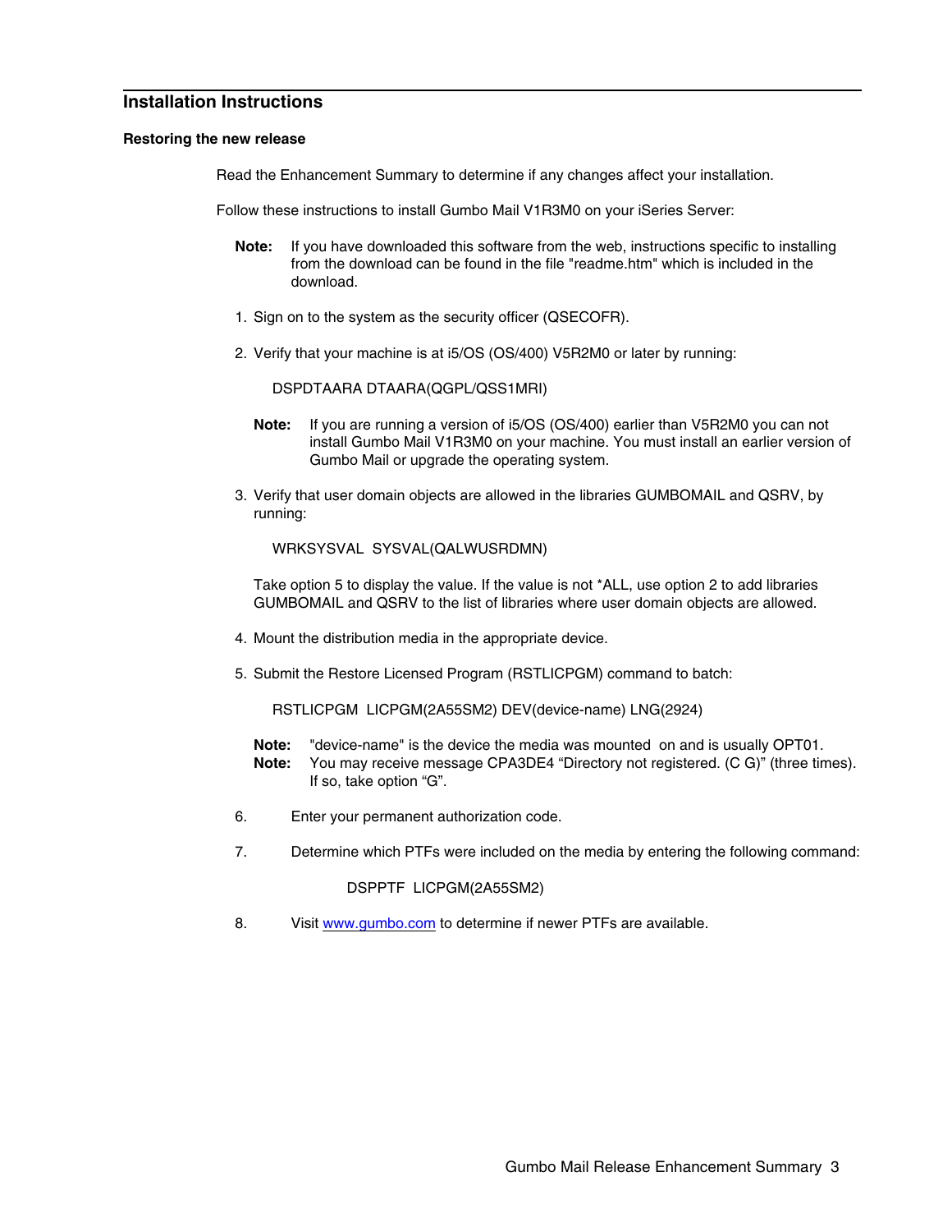## Installation Instructions

### Restoring the new release

Read the Enhancement Summary to determine if any changes affect your installation.

Follow these instructions to install Gumbo Mail V1R3M0 on your iSeries Server:

**Note:** If you have downloaded this software from the web, instructions specific to installing from the download can be found in the file "readme.htm" which is included in the download.

1. Sign on to the system as the security officer (QSECOFR).

2. Verify that your machine is at i5/OS (OS/400) V5R2M0 or later by running:

   ```
   DSPDTAARA DTAARA(QGPL/QSS1MRI)
   ```

   **Note:** If you are running a version of i5/OS (OS/400) earlier than V5R2M0 you can not install Gumbo Mail V1R3M0 on your machine. You must install an earlier version of Gumbo Mail or upgrade the operating system.

3. Verify that user domain objects are allowed in the libraries GUMBOMAIL and QSRV, by running:

   ```
   WRKSYSVAL  SYSVAL(QALWUSRDMN)
   ```

   Take option 5 to display the value. If the value is not *ALL, use option 2 to add libraries GUMBOMAIL and QSRV to the list of libraries where user domain objects are allowed.

4. Mount the distribution media in the appropriate device.

5. Submit the Restore Licensed Program (RSTLICPGM) command to batch:

   ```
   RSTLICPGM  LICPGM(2A55SM2) DEV(device-name) LNG(2924)
   ```

   **Note:** "device-name" is the device the media was mounted on and is usually OPT01.
   **Note:** You may receive message CPA3DE4 “Directory not registered. (C G)” (three times). If so, take option “G”.

6. Enter your permanent authorization code.

7. Determine which PTFs were included on the media by entering the following command:

   ```
   DSPPTF  LICPGM(2A55SM2)
   ```

8. Visit [www.gumbo.com](http://www.gumbo.com) to determine if newer PTFs are available.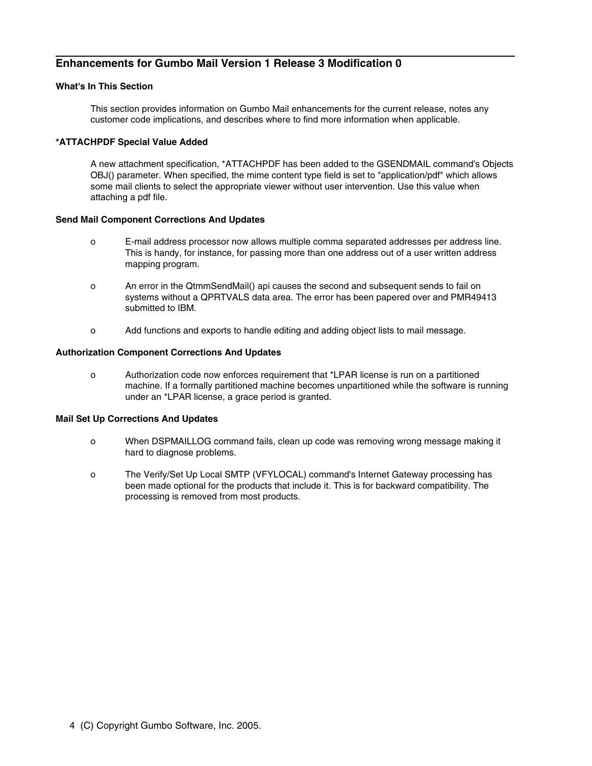## Enhancements for Gumbo Mail Version 1 Release 3 Modification 0

### What's In This Section

This section provides information on Gumbo Mail enhancements for the current release, notes any customer code implications, and describes where to find more information when applicable.

### *ATTACHPDF Special Value Added

A new attachment specification, *ATTACHPDF has been added to the GSENDMAIL command's Objects OBJ() parameter. When specified, the mime content type field is set to "application/pdf" which allows some mail clients to select the appropriate viewer without user intervention. Use this value when attaching a pdf file.

### Send Mail Component Corrections And Updates

- E-mail address processor now allows multiple comma separated addresses per address line. This is handy, for instance, for passing more than one address out of a user written address mapping program.
- An error in the QtmmSendMail() api causes the second and subsequent sends to fail on systems without a QPRTVALS data area. The error has been papered over and PMR49413 submitted to IBM.
- Add functions and exports to handle editing and adding object lists to mail message.

### Authorization Component Corrections And Updates

- Authorization code now enforces requirement that *LPAR license is run on a partitioned machine. If a formally partitioned machine becomes unpartitioned while the software is running under an *LPAR license, a grace period is granted.

### Mail Set Up Corrections And Updates

- When DSPMAILLOG command fails, clean up code was removing wrong message making it hard to diagnose problems.
- The Verify/Set Up Local SMTP (VFYLOCAL) command's Internet Gateway processing has been made optional for the products that include it. This is for backward compatibility. The processing is removed from most products.